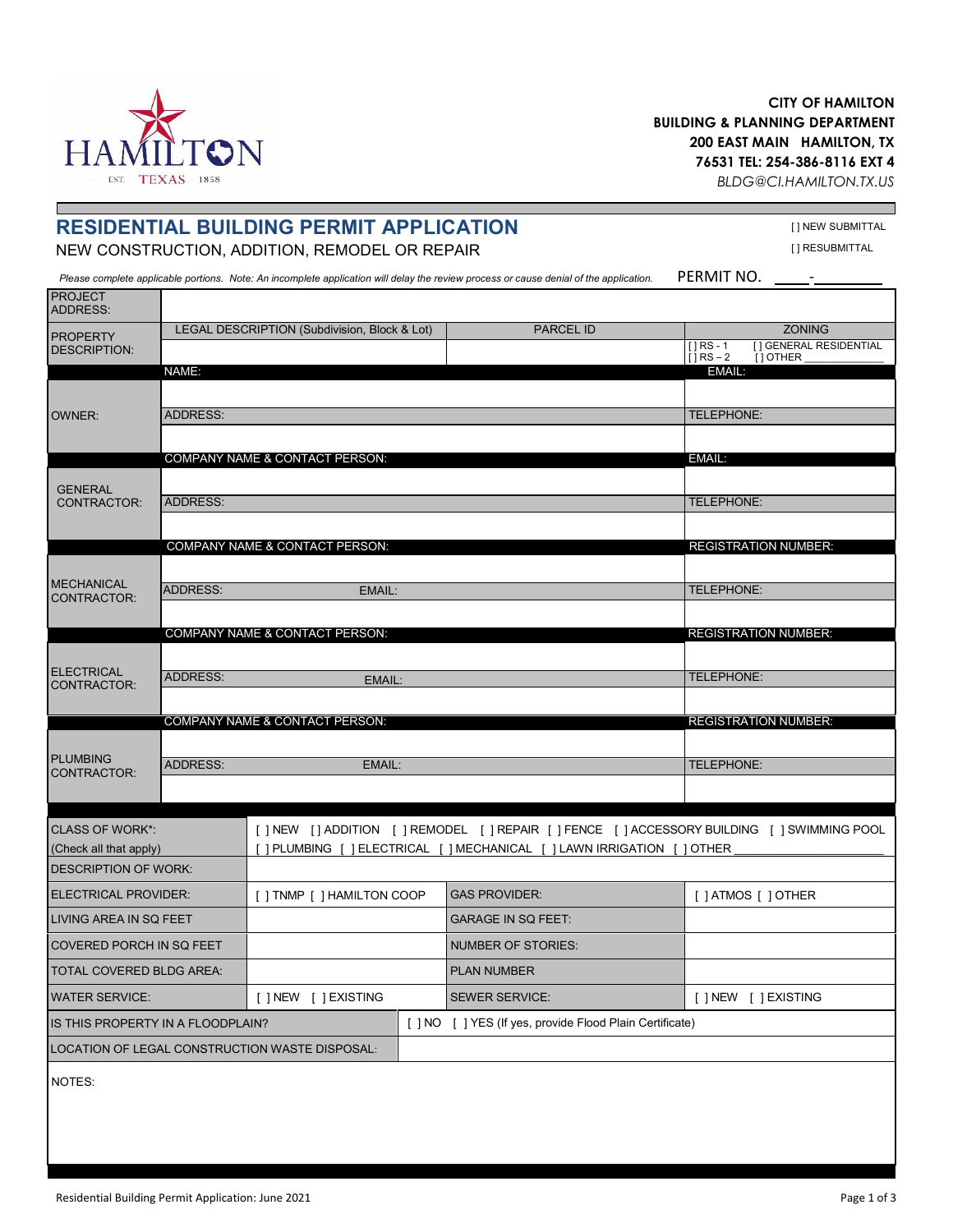**CITY OF HAMILTON**
**BUILDING & PLANNING DEPARTMENT**
**200 EAST MAIN HAMILTON, TX**
**76531 TEL: 254-386-8116 EXT 4**
*BLDG@CI.HAMILTON.TX.US*

# RESIDENTIAL BUILDING PERMIT APPLICATION

NEW CONSTRUCTION, ADDITION, REMODEL OR REPAIR

[ ] NEW SUBMITTAL
[ ] RESUBMITTAL

*Please complete applicable portions. Note: An incomplete application will delay the review process or cause denial of the application.*

PERMIT NO. ____-________

| | | | |
|---|---|---|---|
| PROJECT ADDRESS: | | | |
| PROPERTY DESCRIPTION: | LEGAL DESCRIPTION (Subdivision, Block & Lot) | PARCEL ID | ZONING<br>[ ] RS - 1 [ ] GENERAL RESIDENTIAL<br>[ ] RS – 2 [ ] OTHER ____________ |
| OWNER: | NAME: | | EMAIL: |
| | ADDRESS: | | TELEPHONE: |
| GENERAL CONTRACTOR: | COMPANY NAME & CONTACT PERSON: | | EMAIL: |
| | ADDRESS: | | TELEPHONE: |
| MECHANICAL CONTRACTOR: | COMPANY NAME & CONTACT PERSON: | | REGISTRATION NUMBER: |
| | ADDRESS: | EMAIL: | TELEPHONE: |
| ELECTRICAL CONTRACTOR: | COMPANY NAME & CONTACT PERSON: | | REGISTRATION NUMBER: |
| | ADDRESS: | EMAIL: | TELEPHONE: |
| PLUMBING CONTRACTOR: | COMPANY NAME & CONTACT PERSON: | | REGISTRATION NUMBER: |
| | ADDRESS: | EMAIL: | TELEPHONE: |

| | | | |
|---|---|---|---|
| CLASS OF WORK*:<br>(Check all that apply) | [ ] NEW [ ] ADDITION [ ] REMODEL [ ] REPAIR [ ] FENCE [ ] ACCESSORY BUILDING [ ] SWIMMING POOL<br>[ ] PLUMBING [ ] ELECTRICAL [ ] MECHANICAL [ ] LAWN IRRIGATION [ ] OTHER ____________ | | |
| DESCRIPTION OF WORK: | | | |
| ELECTRICAL PROVIDER: | [ ] TNMP [ ] HAMILTON COOP | GAS PROVIDER: | [ ] ATMOS [ ] OTHER |
| LIVING AREA IN SQ FEET | | GARAGE IN SQ FEET: | |
| COVERED PORCH IN SQ FEET | | NUMBER OF STORIES: | |
| TOTAL COVERED BLDG AREA: | | PLAN NUMBER | |
| WATER SERVICE: | [ ] NEW [ ] EXISTING | SEWER SERVICE: | [ ] NEW [ ] EXISTING |
| IS THIS PROPERTY IN A FLOODPLAIN? | [ ] NO [ ] YES (If yes, provide Flood Plain Certificate) | | |
| LOCATION OF LEGAL CONSTRUCTION WASTE DISPOSAL: | | | |

NOTES:

Residential Building Permit Application: June 2021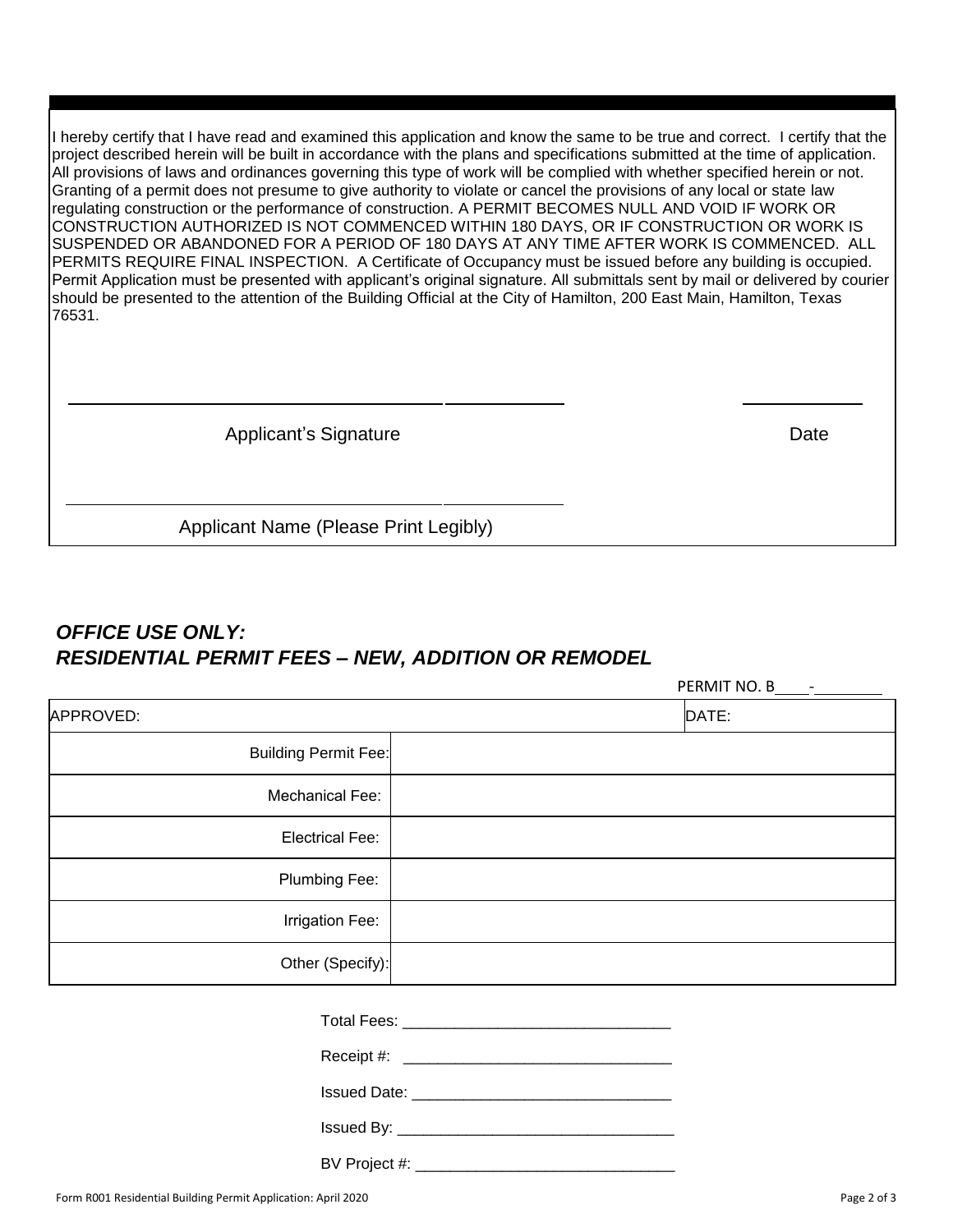I hereby certify that I have read and examined this application and know the same to be true and correct. I certify that the project described herein will be built in accordance with the plans and specifications submitted at the time of application. All provisions of laws and ordinances governing this type of work will be complied with whether specified herein or not. Granting of a permit does not presume to give authority to violate or cancel the provisions of any local or state law regulating construction or the performance of construction. A PERMIT BECOMES NULL AND VOID IF WORK OR CONSTRUCTION AUTHORIZED IS NOT COMMENCED WITHIN 180 DAYS, OR IF CONSTRUCTION OR WORK IS SUSPENDED OR ABANDONED FOR A PERIOD OF 180 DAYS AT ANY TIME AFTER WORK IS COMMENCED. ALL PERMITS REQUIRE FINAL INSPECTION. A Certificate of Occupancy must be issued before any building is occupied. Permit Application must be presented with applicant's original signature. All submittals sent by mail or delivered by courier should be presented to the attention of the Building Official at the City of Hamilton, 200 East Main, Hamilton, Texas 76531.

______________________________________ ______________

Applicant's Signature Date

______________________________________

Applicant Name (Please Print Legibly)

## *OFFICE USE ONLY:*
## *RESIDENTIAL PERMIT FEES – NEW, ADDITION OR REMODEL*

PERMIT NO. B____-________

| APPROVED: | | DATE: |
|---|---|---|
| Building Permit Fee: | | |
| Mechanical Fee: | | |
| Electrical Fee: | | |
| Plumbing Fee: | | |
| Irrigation Fee: | | |
| Other (Specify): | | |

Total Fees: ______________________________

Receipt #: ______________________________

Issued Date: ______________________________

Issued By: ______________________________

BV Project #: ______________________________

Form R001 Residential Building Permit Application: April 2020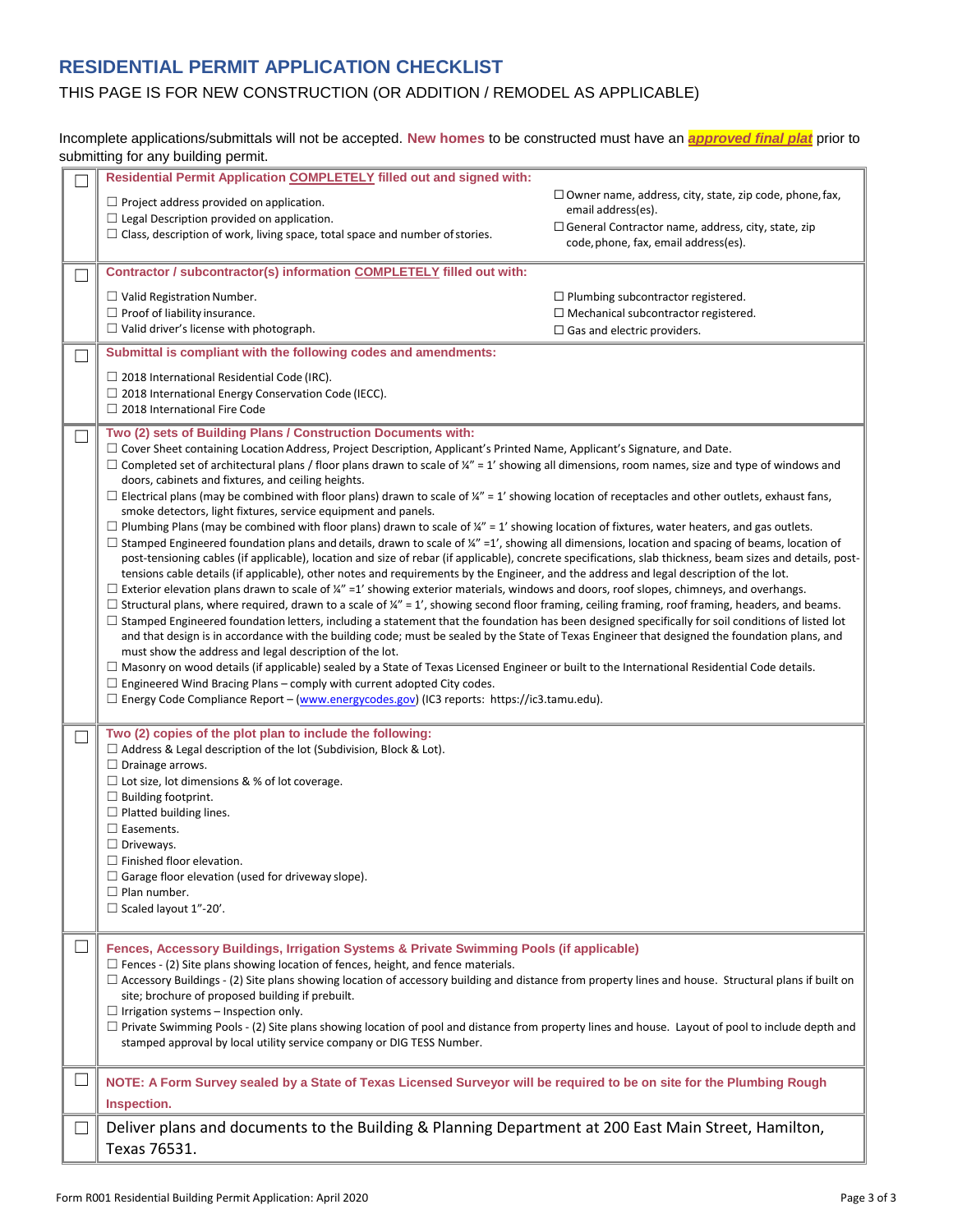# RESIDENTIAL PERMIT APPLICATION CHECKLIST

THIS PAGE IS FOR NEW CONSTRUCTION (OR ADDITION / REMODEL AS APPLICABLE)

Incomplete applications/submittals will not be accepted. **New homes** to be constructed must have an ***approved final plat*** prior to submitting for any building permit.

☐ **Residential Permit Application COMPLETELY filled out and signed with:**

- ☐ Project address provided on application.
- ☐ Legal Description provided on application.
- ☐ Class, description of work, living space, total space and number of stories.
- ☐ Owner name, address, city, state, zip code, phone, fax, email address(es).
- ☐ General Contractor name, address, city, state, zip code, phone, fax, email address(es).

☐ **Contractor / subcontractor(s) information COMPLETELY filled out with:**

- ☐ Valid Registration Number.
- ☐ Proof of liability insurance.
- ☐ Valid driver's license with photograph.
- ☐ Plumbing subcontractor registered.
- ☐ Mechanical subcontractor registered.
- ☐ Gas and electric providers.

☐ **Submittal is compliant with the following codes and amendments:**

- ☐ 2018 International Residential Code (IRC).
- ☐ 2018 International Energy Conservation Code (IECC).
- ☐ 2018 International Fire Code

☐ **Two (2) sets of Building Plans / Construction Documents with:**

- ☐ Cover Sheet containing Location Address, Project Description, Applicant's Printed Name, Applicant's Signature, and Date.
- ☐ Completed set of architectural plans / floor plans drawn to scale of ¼" = 1' showing all dimensions, room names, size and type of windows and doors, cabinets and fixtures, and ceiling heights.
- ☐ Electrical plans (may be combined with floor plans) drawn to scale of ¼" = 1' showing location of receptacles and other outlets, exhaust fans, smoke detectors, light fixtures, service equipment and panels.
- ☐ Plumbing Plans (may be combined with floor plans) drawn to scale of ¼" = 1' showing location of fixtures, water heaters, and gas outlets.
- ☐ Stamped Engineered foundation plans and details, drawn to scale of ¼" =1', showing all dimensions, location and spacing of beams, location of post-tensioning cables (if applicable), location and size of rebar (if applicable), concrete specifications, slab thickness, beam sizes and details, post-tensions cable details (if applicable), other notes and requirements by the Engineer, and the address and legal description of the lot.
- ☐ Exterior elevation plans drawn to scale of ¼" =1' showing exterior materials, windows and doors, roof slopes, chimneys, and overhangs.
- ☐ Structural plans, where required, drawn to a scale of ¼" = 1', showing second floor framing, ceiling framing, roof framing, headers, and beams.
- ☐ Stamped Engineered foundation letters, including a statement that the foundation has been designed specifically for soil conditions of listed lot and that design is in accordance with the building code; must be sealed by the State of Texas Engineer that designed the foundation plans, and must show the address and legal description of the lot.
- ☐ Masonry on wood details (if applicable) sealed by a State of Texas Licensed Engineer or built to the International Residential Code details.
- ☐ Engineered Wind Bracing Plans – comply with current adopted City codes.
- ☐ Energy Code Compliance Report – (www.energycodes.gov) (IC3 reports: https://ic3.tamu.edu).

☐ **Two (2) copies of the plot plan to include the following:**

- ☐ Address & Legal description of the lot (Subdivision, Block & Lot).
- ☐ Drainage arrows.
- ☐ Lot size, lot dimensions & % of lot coverage.
- ☐ Building footprint.
- ☐ Platted building lines.
- ☐ Easements.
- ☐ Driveways.
- ☐ Finished floor elevation.
- ☐ Garage floor elevation (used for driveway slope).
- ☐ Plan number.
- ☐ Scaled layout 1"-20'.

☐ **Fences, Accessory Buildings, Irrigation Systems & Private Swimming Pools (if applicable)**

- ☐ Fences - (2) Site plans showing location of fences, height, and fence materials.
- ☐ Accessory Buildings - (2) Site plans showing location of accessory building and distance from property lines and house. Structural plans if built on site; brochure of proposed building if prebuilt.
- ☐ Irrigation systems – Inspection only.
- ☐ Private Swimming Pools - (2) Site plans showing location of pool and distance from property lines and house. Layout of pool to include depth and stamped approval by local utility service company or DIG TESS Number.

☐ **NOTE: A Form Survey sealed by a State of Texas Licensed Surveyor will be required to be on site for the Plumbing Rough Inspection.**

☐ Deliver plans and documents to the Building & Planning Department at 200 East Main Street, Hamilton, Texas 76531.

Form R001 Residential Building Permit Application: April 2020